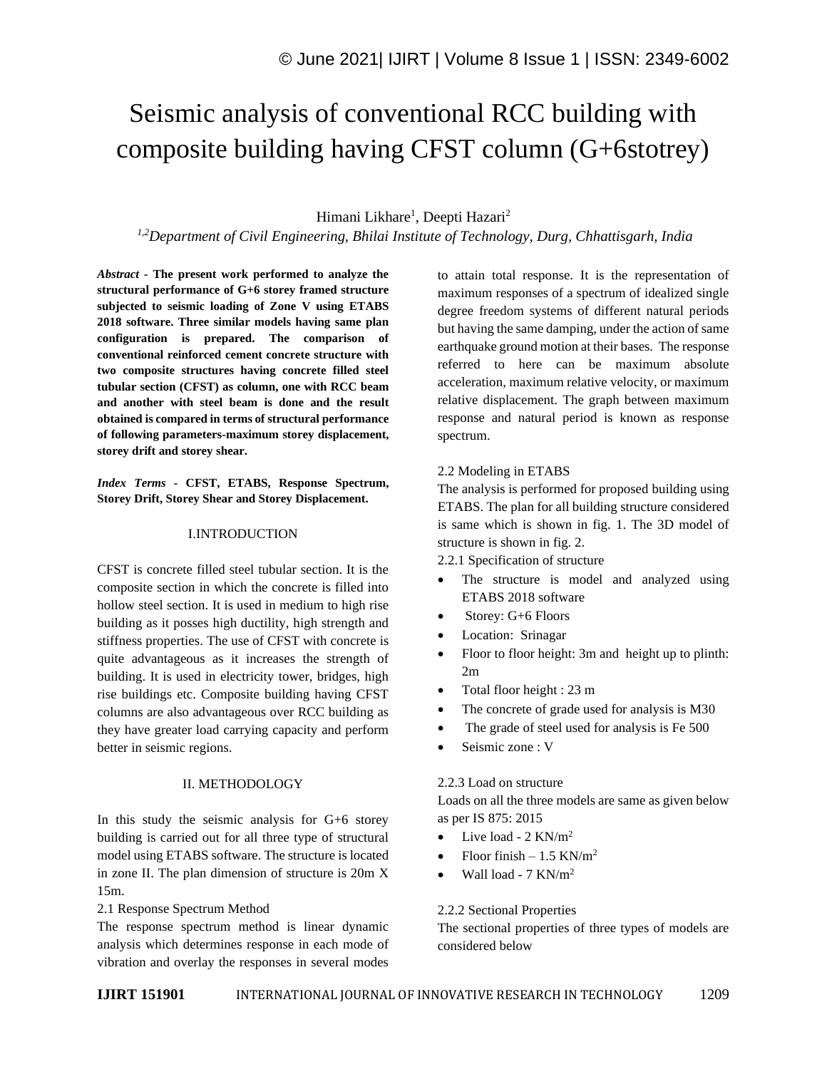# Seismic analysis of conventional RCC building with composite building having CFST column (G+6stotrey)

Himani Likhare[1], Deepti Hazari[2]

*[1,2]Department of Civil Engineering, Bhilai Institute of Technology, Durg, Chhattisgarh, India*

***Abstract*** - **The present work performed to analyze the structural performance of G+6 storey framed structure subjected to seismic loading of Zone V using ETABS 2018 software. Three similar models having same plan configuration is prepared. The comparison of conventional reinforced cement concrete structure with two composite structures having concrete filled steel tubular section (CFST) as column, one with RCC beam and another with steel beam is done and the result obtained is compared in terms of structural performance of following parameters-maximum storey displacement, storey drift and storey shear.**

***Index Terms*** - **CFST, ETABS, Response Spectrum, Storey Drift, Storey Shear and Storey Displacement.**

## I.INTRODUCTION

CFST is concrete filled steel tubular section. It is the composite section in which the concrete is filled into hollow steel section. It is used in medium to high rise building as it posses high ductility, high strength and stiffness properties. The use of CFST with concrete is quite advantageous as it increases the strength of building. It is used in electricity tower, bridges, high rise buildings etc. Composite building having CFST columns are also advantageous over RCC building as they have greater load carrying capacity and perform better in seismic regions.

## II. METHODOLOGY

In this study the seismic analysis for G+6 storey building is carried out for all three type of structural model using ETABS software. The structure is located in zone II. The plan dimension of structure is 20m X 15m.

### 2.1 Response Spectrum Method

The response spectrum method is linear dynamic analysis which determines response in each mode of vibration and overlay the responses in several modes to attain total response. It is the representation of maximum responses of a spectrum of idealized single degree freedom systems of different natural periods but having the same damping, under the action of same earthquake ground motion at their bases. The response referred to here can be maximum absolute acceleration, maximum relative velocity, or maximum relative displacement. The graph between maximum response and natural period is known as response spectrum.

### 2.2 Modeling in ETABS

The analysis is performed for proposed building using ETABS. The plan for all building structure considered is same which is shown in fig. 1. The 3D model of structure is shown in fig. 2.

#### 2.2.1 Specification of structure

- The structure is model and analyzed using ETABS 2018 software
- Storey: G+6 Floors
- Location: Srinagar
- Floor to floor height: 3m and height up to plinth: 2m
- Total floor height : 23 m
- The concrete of grade used for analysis is M30
- The grade of steel used for analysis is Fe 500
- Seismic zone : V

#### 2.2.3 Load on structure

Loads on all the three models are same as given below as per IS 875: 2015

- Live load - 2 $KN/m^2$
- Floor finish – 1.5 $KN/m^2$
- Wall load - 7 $KN/m^2$

#### 2.2.2 Sectional Properties

The sectional properties of three types of models are considered below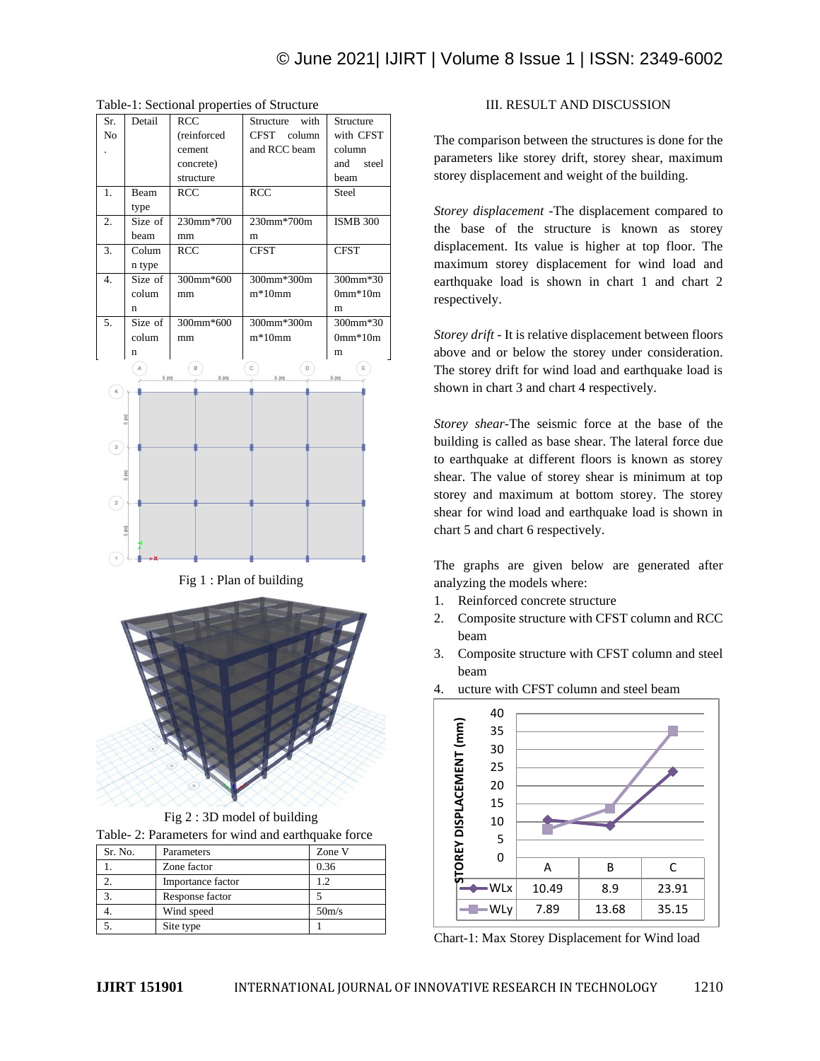Table-1: Sectional properties of Structure

| Sr. No. | Detail | RCC (reinforced cement concrete) structure | Structure with CFST column and RCC beam | Structure with CFST column and steel beam |
|---|---|---|---|---|
| 1. | Beam type | RCC | RCC | Steel |
| 2. | Size of beam | 230mm*700 mm | 230mm*700m m | ISMB 300 |
| 3. | Column type | RCC | CFST | CFST |
| 4. | Size of column | 300mm*600 mm | 300mm*300m m*10mm | 300mm*300mm*10m m |
| 5. | Size of column | 300mm*600 mm | 300mm*300m m*10mm | 300mm*300mm*10m m |

Fig 1 : Plan of building

Fig 2 : 3D model of building

Table- 2: Parameters for wind and earthquake force

| Sr. No. | Parameters | Zone V |
|---|---|---|
| 1. | Zone factor | 0.36 |
| 2. | Importance factor | 1.2 |
| 3. | Response factor | 5 |
| 4. | Wind speed | 50m/s |
| 5. | Site type | 1 |

## III. RESULT AND DISCUSSION

The comparison between the structures is done for the parameters like storey drift, storey shear, maximum storey displacement and weight of the building.

*Storey displacement* -The displacement compared to the base of the structure is known as storey displacement. Its value is higher at top floor. The maximum storey displacement for wind load and earthquake load is shown in chart 1 and chart 2 respectively.

*Storey drift* - It is relative displacement between floors above and or below the storey under consideration. The storey drift for wind load and earthquake load is shown in chart 3 and chart 4 respectively.

*Storey shear*-The seismic force at the base of the building is called as base shear. The lateral force due to earthquake at different floors is known as storey shear. The value of storey shear is minimum at top storey and maximum at bottom storey. The storey shear for wind load and earthquake load is shown in chart 5 and chart 6 respectively.

The graphs are given below are generated after analyzing the models where:

1. Reinforced concrete structure
2. Composite structure with CFST column and RCC beam
3. Composite structure with CFST column and steel beam
4. ucture with CFST column and steel beam

| STOREY DISPLACEMENT (mm) | A | B | C |
|---|---|---|---|
| WLx | 10.49 | 8.9 | 23.91 |
| WLy | 7.89 | 13.68 | 35.15 |

Chart-1: Max Storey Displacement for Wind load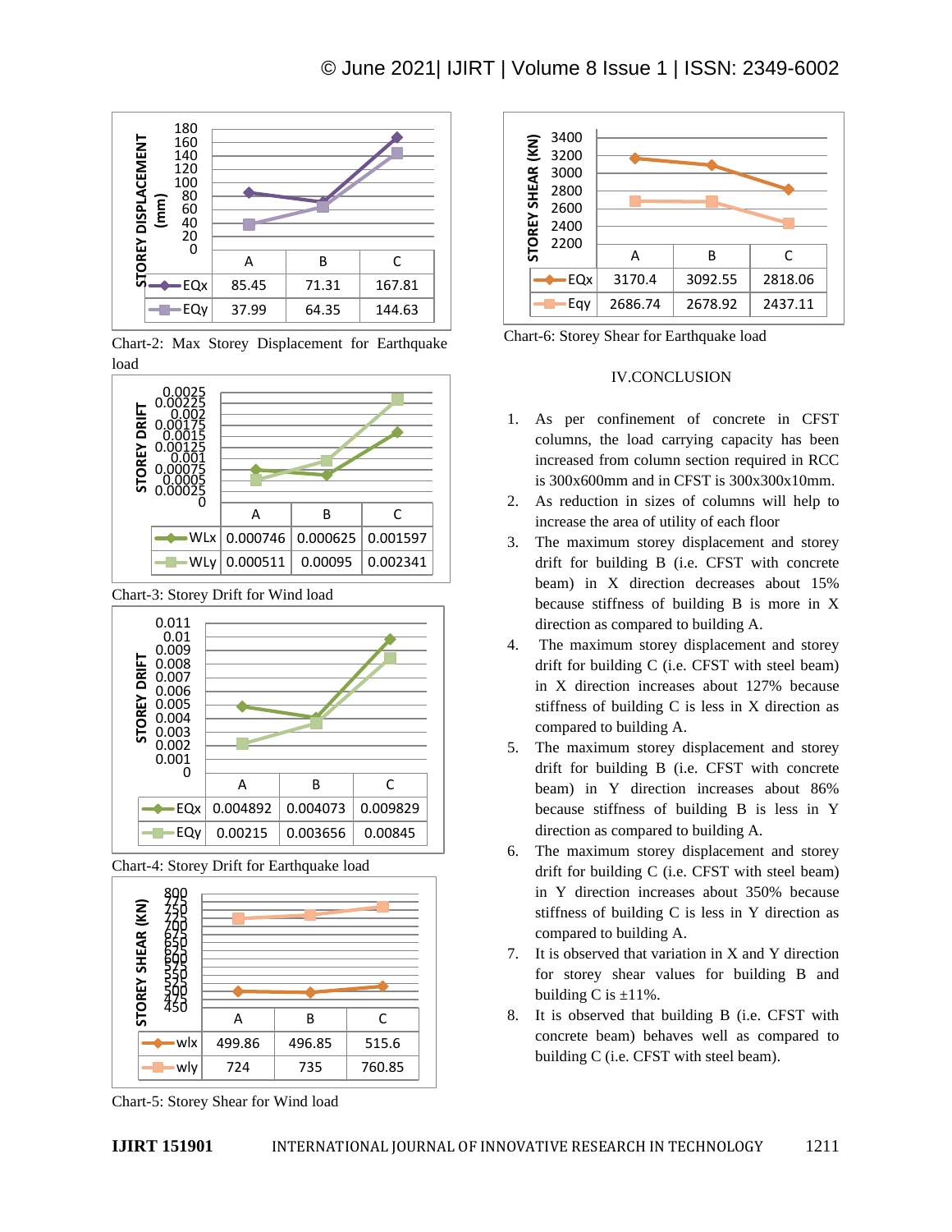| | A | B | C |
|---|---|---|---|
| EQx | 85.45 | 71.31 | 167.81 |
| EQy | 37.99 | 64.35 | 144.63 |

Chart-2: Max Storey Displacement for Earthquake load

| | A | B | C |
|---|---|---|---|
| WLx | 0.000746 | 0.000625 | 0.001597 |
| WLy | 0.000511 | 0.00095 | 0.002341 |

Chart-3: Storey Drift for Wind load

| | A | B | C |
|---|---|---|---|
| EQx | 0.004892 | 0.004073 | 0.009829 |
| EQy | 0.00215 | 0.003656 | 0.00845 |

Chart-4: Storey Drift for Earthquake load

| | A | B | C |
|---|---|---|---|
| wlx | 499.86 | 496.85 | 515.6 |
| wly | 724 | 735 | 760.85 |

Chart-5: Storey Shear for Wind load

| | A | B | C |
|---|---|---|---|
| EQx | 3170.4 | 3092.55 | 2818.06 |
| Eqy | 2686.74 | 2678.92 | 2437.11 |

Chart-6: Storey Shear for Earthquake load

## IV.CONCLUSION

1. As per confinement of concrete in CFST columns, the load carrying capacity has been increased from column section required in RCC is 300x600mm and in CFST is 300x300x10mm.
2. As reduction in sizes of columns will help to increase the area of utility of each floor
3. The maximum storey displacement and storey drift for building B (i.e. CFST with concrete beam) in X direction decreases about 15% because stiffness of building B is more in X direction as compared to building A.
4. The maximum storey displacement and storey drift for building C (i.e. CFST with steel beam) in X direction increases about 127% because stiffness of building C is less in X direction as compared to building A.
5. The maximum storey displacement and storey drift for building B (i.e. CFST with concrete beam) in Y direction increases about 86% because stiffness of building B is less in Y direction as compared to building A.
6. The maximum storey displacement and storey drift for building C (i.e. CFST with steel beam) in Y direction increases about 350% because stiffness of building C is less in Y direction as compared to building A.
7. It is observed that variation in X and Y direction for storey shear values for building B and building C is ±11%.
8. It is observed that building B (i.e. CFST with concrete beam) behaves well as compared to building C (i.e. CFST with steel beam).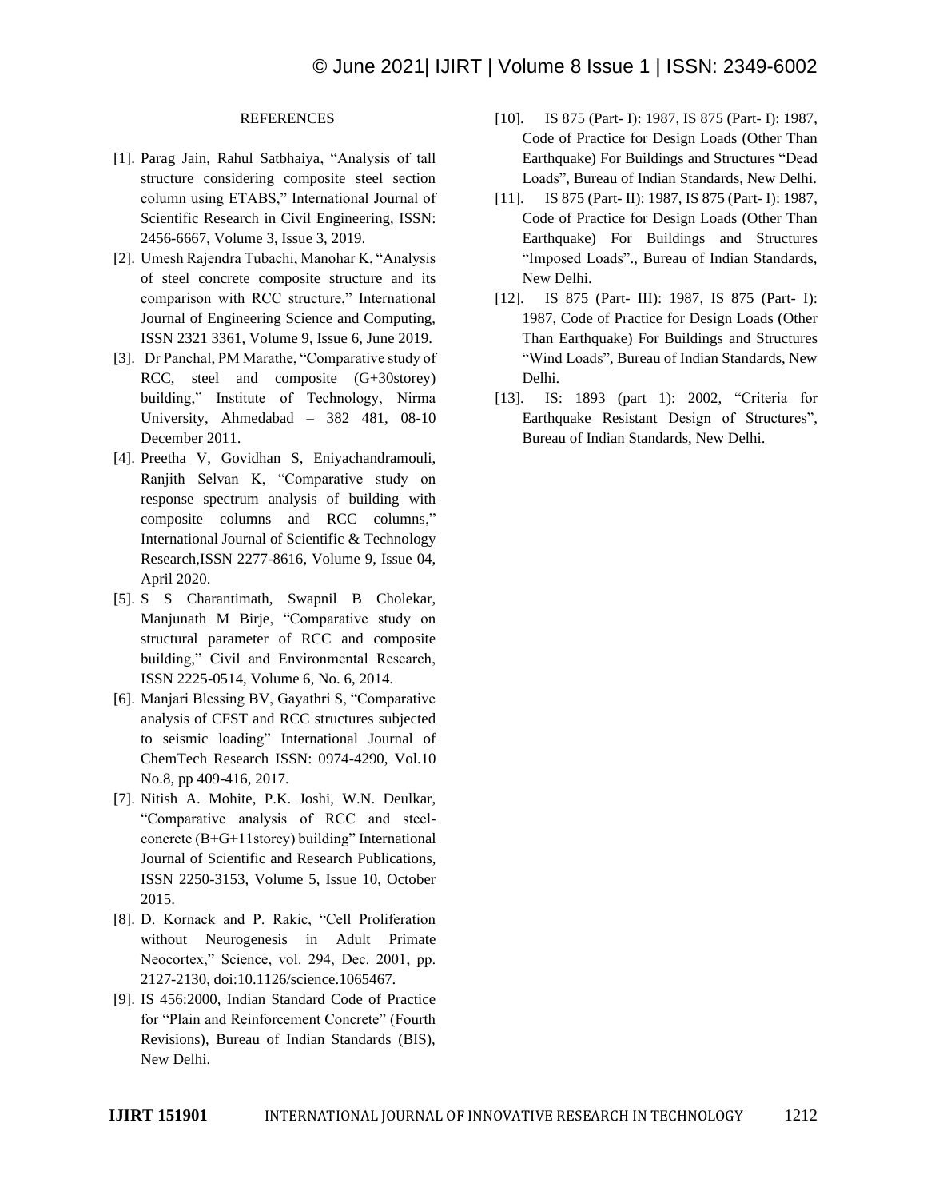## REFERENCES

[1]. Parag Jain, Rahul Satbhaiya, "Analysis of tall structure considering composite steel section column using ETABS," International Journal of Scientific Research in Civil Engineering, ISSN: 2456-6667, Volume 3, Issue 3, 2019.

[2]. Umesh Rajendra Tubachi, Manohar K, "Analysis of steel concrete composite structure and its comparison with RCC structure," International Journal of Engineering Science and Computing, ISSN 2321 3361, Volume 9, Issue 6, June 2019.

[3]. Dr Panchal, PM Marathe, "Comparative study of RCC, steel and composite (G+30storey) building," Institute of Technology, Nirma University, Ahmedabad – 382 481, 08-10 December 2011.

[4]. Preetha V, Govidhan S, Eniyachandramouli, Ranjith Selvan K, "Comparative study on response spectrum analysis of building with composite columns and RCC columns," International Journal of Scientific & Technology Research,ISSN 2277-8616, Volume 9, Issue 04, April 2020.

[5]. S S Charantimath, Swapnil B Cholekar, Manjunath M Birje, "Comparative study on structural parameter of RCC and composite building," Civil and Environmental Research, ISSN 2225-0514, Volume 6, No. 6, 2014.

[6]. Manjari Blessing BV, Gayathri S, "Comparative analysis of CFST and RCC structures subjected to seismic loading" International Journal of ChemTech Research ISSN: 0974-4290, Vol.10 No.8, pp 409-416, 2017.

[7]. Nitish A. Mohite, P.K. Joshi, W.N. Deulkar, "Comparative analysis of RCC and steel-concrete (B+G+11storey) building" International Journal of Scientific and Research Publications, ISSN 2250-3153, Volume 5, Issue 10, October 2015.

[8]. D. Kornack and P. Rakic, "Cell Proliferation without Neurogenesis in Adult Primate Neocortex," Science, vol. 294, Dec. 2001, pp. 2127-2130, doi:10.1126/science.1065467.

[9]. IS 456:2000, Indian Standard Code of Practice for "Plain and Reinforcement Concrete" (Fourth Revisions), Bureau of Indian Standards (BIS), New Delhi.

[10]. IS 875 (Part- I): 1987, IS 875 (Part- I): 1987, Code of Practice for Design Loads (Other Than Earthquake) For Buildings and Structures "Dead Loads", Bureau of Indian Standards, New Delhi.

[11]. IS 875 (Part- II): 1987, IS 875 (Part- I): 1987, Code of Practice for Design Loads (Other Than Earthquake) For Buildings and Structures "Imposed Loads"., Bureau of Indian Standards, New Delhi.

[12]. IS 875 (Part- III): 1987, IS 875 (Part- I): 1987, Code of Practice for Design Loads (Other Than Earthquake) For Buildings and Structures "Wind Loads", Bureau of Indian Standards, New Delhi.

[13]. IS: 1893 (part 1): 2002, "Criteria for Earthquake Resistant Design of Structures", Bureau of Indian Standards, New Delhi.